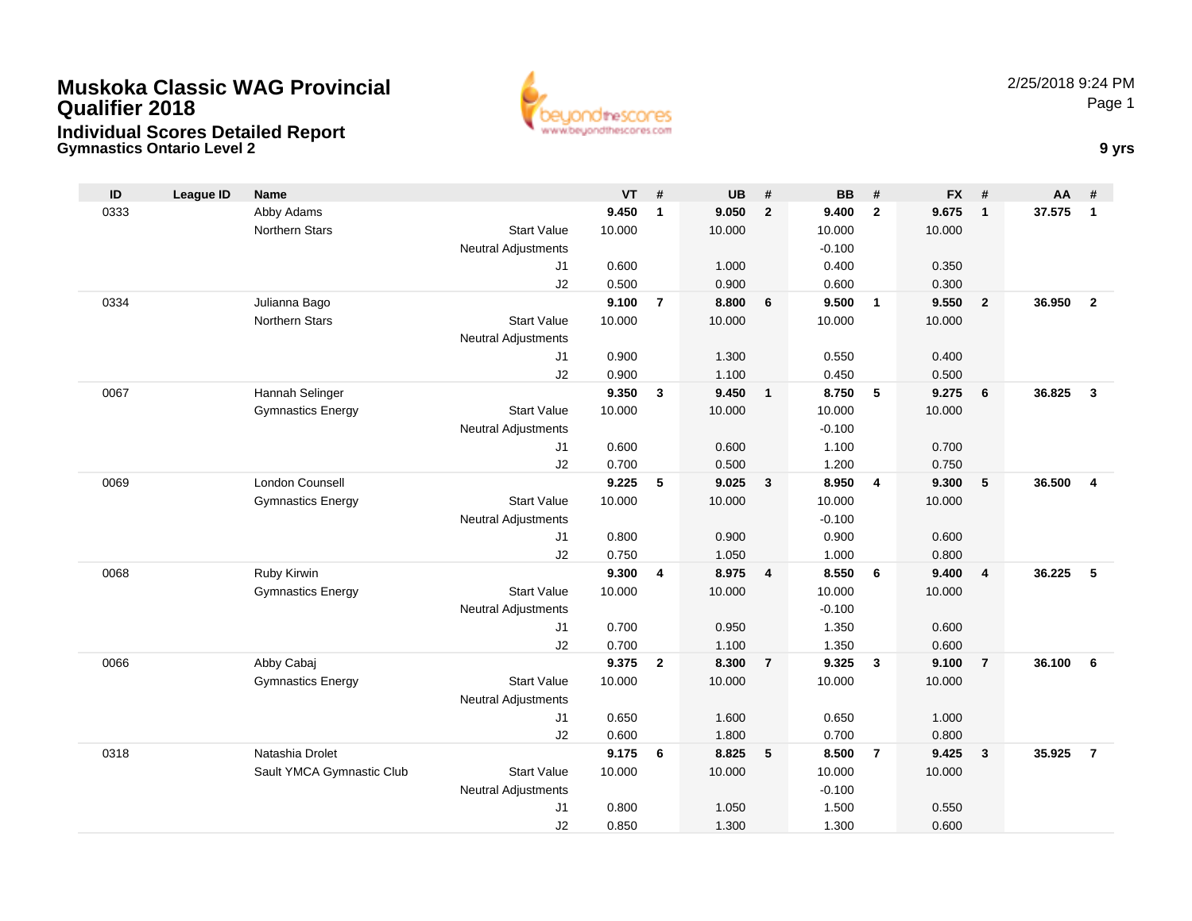# Muskoka Classic WAG Provincial Qualifier 2018

## Individual Scores Detailed Report

### Gymnastics Ontario Level 2

2/25/2018 9:24 PM

**9 yrs**

| ID | League ID | Name | | VT | # | UB | # | BB | # | FX | # | AA | # |
|---|---|---|---|---|---|---|---|---|---|---|---|---|---|
| 0333 | | Abby Adams | | **9.450** | **1** | **9.050** | **2** | **9.400** | **2** | **9.675** | **1** | **37.575** | **1** |
| | | Northern Stars | Start Value | 10.000 | | 10.000 | | 10.000 | | 10.000 | | | |
| | | | Neutral Adjustments | | | | | -0.100 | | | | | |
| | | | J1 | 0.600 | | 1.000 | | 0.400 | | 0.350 | | | |
| | | | J2 | 0.500 | | 0.900 | | 0.600 | | 0.300 | | | |
| 0334 | | Julianna Bago | | **9.100** | **7** | **8.800** | **6** | **9.500** | **1** | **9.550** | **2** | **36.950** | **2** |
| | | Northern Stars | Start Value | 10.000 | | 10.000 | | 10.000 | | 10.000 | | | |
| | | | Neutral Adjustments | | | | | | | | | | |
| | | | J1 | 0.900 | | 1.300 | | 0.550 | | 0.400 | | | |
| | | | J2 | 0.900 | | 1.100 | | 0.450 | | 0.500 | | | |
| 0067 | | Hannah Selinger | | **9.350** | **3** | **9.450** | **1** | **8.750** | **5** | **9.275** | **6** | **36.825** | **3** |
| | | Gymnastics Energy | Start Value | 10.000 | | 10.000 | | 10.000 | | 10.000 | | | |
| | | | Neutral Adjustments | | | | | -0.100 | | | | | |
| | | | J1 | 0.600 | | 0.600 | | 1.100 | | 0.700 | | | |
| | | | J2 | 0.700 | | 0.500 | | 1.200 | | 0.750 | | | |
| 0069 | | London Counsell | | **9.225** | **5** | **9.025** | **3** | **8.950** | **4** | **9.300** | **5** | **36.500** | **4** |
| | | Gymnastics Energy | Start Value | 10.000 | | 10.000 | | 10.000 | | 10.000 | | | |
| | | | Neutral Adjustments | | | | | -0.100 | | | | | |
| | | | J1 | 0.800 | | 0.900 | | 0.900 | | 0.600 | | | |
| | | | J2 | 0.750 | | 1.050 | | 1.000 | | 0.800 | | | |
| 0068 | | Ruby Kirwin | | **9.300** | **4** | **8.975** | **4** | **8.550** | **6** | **9.400** | **4** | **36.225** | **5** |
| | | Gymnastics Energy | Start Value | 10.000 | | 10.000 | | 10.000 | | 10.000 | | | |
| | | | Neutral Adjustments | | | | | -0.100 | | | | | |
| | | | J1 | 0.700 | | 0.950 | | 1.350 | | 0.600 | | | |
| | | | J2 | 0.700 | | 1.100 | | 1.350 | | 0.600 | | | |
| 0066 | | Abby Cabaj | | **9.375** | **2** | **8.300** | **7** | **9.325** | **3** | **9.100** | **7** | **36.100** | **6** |
| | | Gymnastics Energy | Start Value | 10.000 | | 10.000 | | 10.000 | | 10.000 | | | |
| | | | Neutral Adjustments | | | | | | | | | | |
| | | | J1 | 0.650 | | 1.600 | | 0.650 | | 1.000 | | | |
| | | | J2 | 0.600 | | 1.800 | | 0.700 | | 0.800 | | | |
| 0318 | | Natashia Drolet | | **9.175** | **6** | **8.825** | **5** | **8.500** | **7** | **9.425** | **3** | **35.925** | **7** |
| | | Sault YMCA Gymnastic Club | Start Value | 10.000 | | 10.000 | | 10.000 | | 10.000 | | | |
| | | | Neutral Adjustments | | | | | -0.100 | | | | | |
| | | | J1 | 0.800 | | 1.050 | | 1.500 | | 0.550 | | | |
| | | | J2 | 0.850 | | 1.300 | | 1.300 | | 0.600 | | | |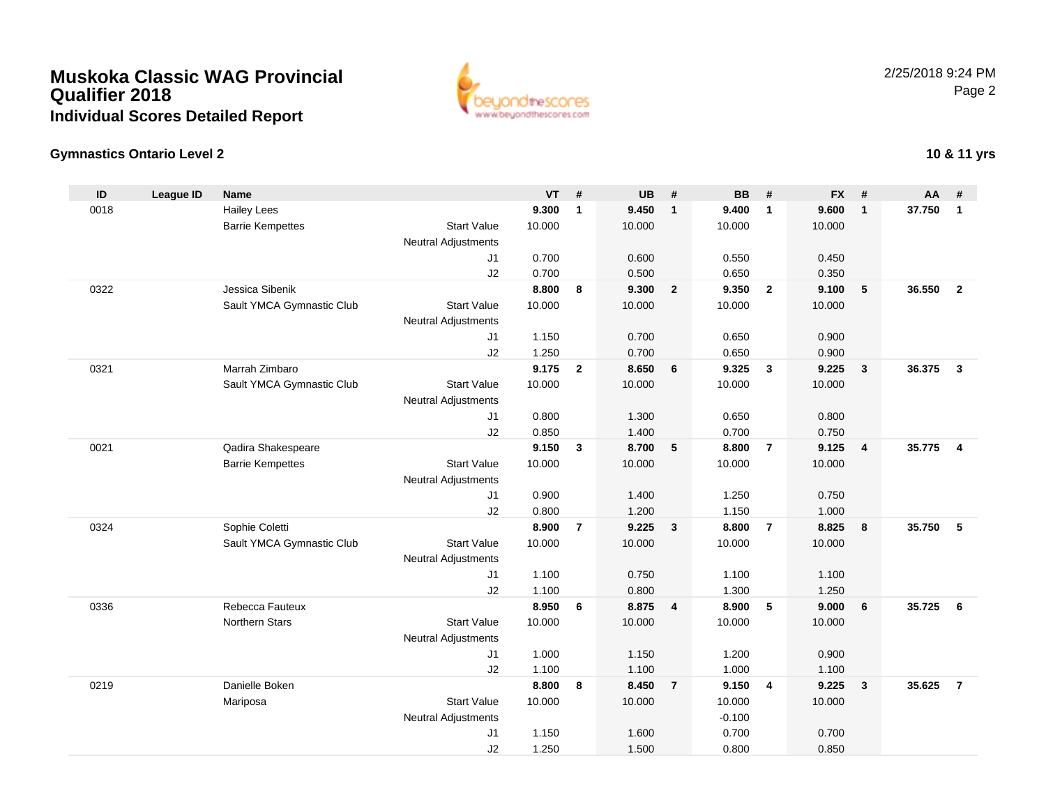# Muskoka Classic WAG Provincial Qualifier 2018

## Individual Scores Detailed Report

2/25/2018 9:24 PM

### Gymnastics Ontario Level 2

**10 & 11 yrs**

| ID | League ID | Name | | VT | # | UB | # | BB | # | FX | # | AA | # |
|---|---|---|---|---|---|---|---|---|---|---|---|---|---|
| 0018 | | Hailey Lees | | **9.300** | **1** | **9.450** | **1** | **9.400** | **1** | **9.600** | **1** | **37.750** | **1** |
| | | Barrie Kempettes | Start Value | 10.000 | | 10.000 | | 10.000 | | 10.000 | | | |
| | | | Neutral Adjustments | | | | | | | | | | |
| | | | J1 | 0.700 | | 0.600 | | 0.550 | | 0.450 | | | |
| | | | J2 | 0.700 | | 0.500 | | 0.650 | | 0.350 | | | |
| 0322 | | Jessica Sibenik | | **8.800** | **8** | **9.300** | **2** | **9.350** | **2** | **9.100** | **5** | **36.550** | **2** |
| | | Sault YMCA Gymnastic Club | Start Value | 10.000 | | 10.000 | | 10.000 | | 10.000 | | | |
| | | | Neutral Adjustments | | | | | | | | | | |
| | | | J1 | 1.150 | | 0.700 | | 0.650 | | 0.900 | | | |
| | | | J2 | 1.250 | | 0.700 | | 0.650 | | 0.900 | | | |
| 0321 | | Marrah Zimbaro | | **9.175** | **2** | **8.650** | **6** | **9.325** | **3** | **9.225** | **3** | **36.375** | **3** |
| | | Sault YMCA Gymnastic Club | Start Value | 10.000 | | 10.000 | | 10.000 | | 10.000 | | | |
| | | | Neutral Adjustments | | | | | | | | | | |
| | | | J1 | 0.800 | | 1.300 | | 0.650 | | 0.800 | | | |
| | | | J2 | 0.850 | | 1.400 | | 0.700 | | 0.750 | | | |
| 0021 | | Qadira Shakespeare | | **9.150** | **3** | **8.700** | **5** | **8.800** | **7** | **9.125** | **4** | **35.775** | **4** |
| | | Barrie Kempettes | Start Value | 10.000 | | 10.000 | | 10.000 | | 10.000 | | | |
| | | | Neutral Adjustments | | | | | | | | | | |
| | | | J1 | 0.900 | | 1.400 | | 1.250 | | 0.750 | | | |
| | | | J2 | 0.800 | | 1.200 | | 1.150 | | 1.000 | | | |
| 0324 | | Sophie Coletti | | **8.900** | **7** | **9.225** | **3** | **8.800** | **7** | **8.825** | **8** | **35.750** | **5** |
| | | Sault YMCA Gymnastic Club | Start Value | 10.000 | | 10.000 | | 10.000 | | 10.000 | | | |
| | | | Neutral Adjustments | | | | | | | | | | |
| | | | J1 | 1.100 | | 0.750 | | 1.100 | | 1.100 | | | |
| | | | J2 | 1.100 | | 0.800 | | 1.300 | | 1.250 | | | |
| 0336 | | Rebecca Fauteux | | **8.950** | **6** | **8.875** | **4** | **8.900** | **5** | **9.000** | **6** | **35.725** | **6** |
| | | Northern Stars | Start Value | 10.000 | | 10.000 | | 10.000 | | 10.000 | | | |
| | | | Neutral Adjustments | | | | | | | | | | |
| | | | J1 | 1.000 | | 1.150 | | 1.200 | | 0.900 | | | |
| | | | J2 | 1.100 | | 1.100 | | 1.000 | | 1.100 | | | |
| 0219 | | Danielle Boken | | **8.800** | **8** | **8.450** | **7** | **9.150** | **4** | **9.225** | **3** | **35.625** | **7** |
| | | Mariposa | Start Value | 10.000 | | 10.000 | | 10.000 | | 10.000 | | | |
| | | | Neutral Adjustments | | | | | -0.100 | | | | | |
| | | | J1 | 1.150 | | 1.600 | | 0.700 | | 0.700 | | | |
| | | | J2 | 1.250 | | 1.500 | | 0.800 | | 0.850 | | | |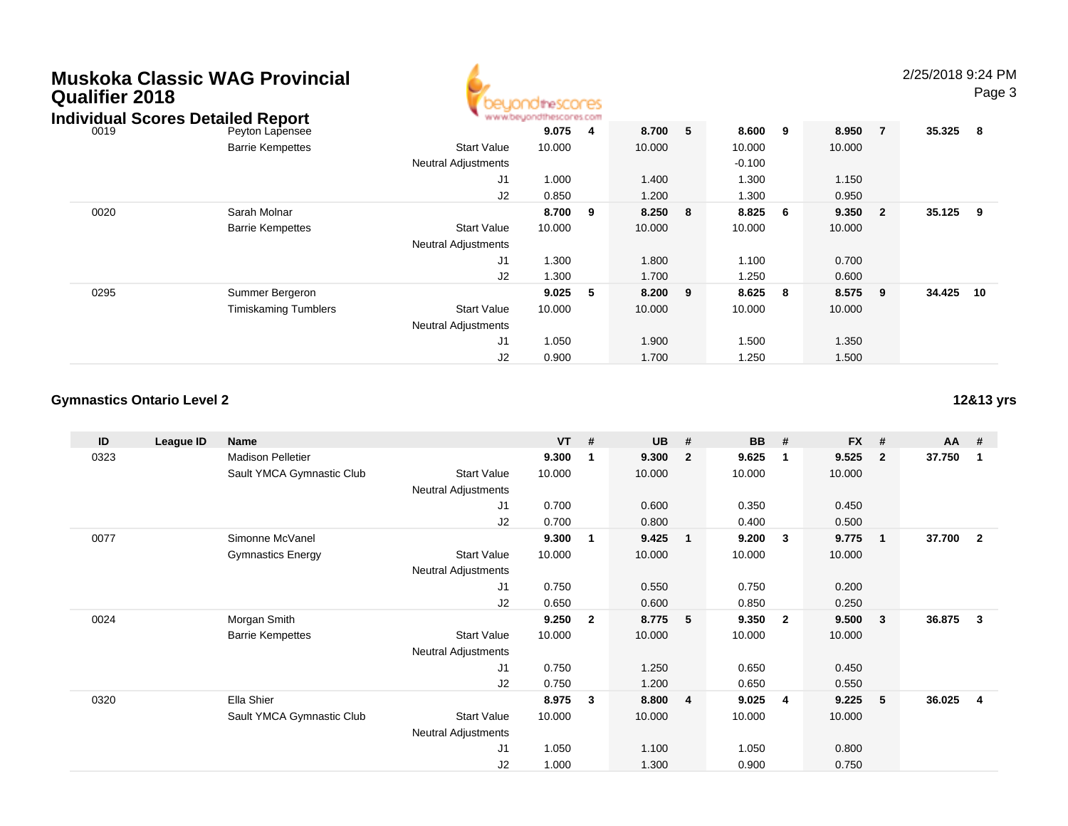# Muskoka Classic WAG Provincial Qualifier 2018

## Individual Scores Detailed Report

| ID | League ID | Name | | VT | # | UB | # | BB | # | FX | # | AA | # |
|---|---|---|---|---|---|---|---|---|---|---|---|---|---|
| 0019 | | Peyton Lapensee | | **9.075** | **4** | **8.700** | **5** | **8.600** | **9** | **8.950** | **7** | **35.325** | **8** |
| | | Barrie Kempettes | Start Value | 10.000 | | 10.000 | | 10.000 | | 10.000 | | | |
| | | | Neutral Adjustments | | | | | -0.100 | | | | | |
| | | | J1 | 1.000 | | 1.400 | | 1.300 | | 1.150 | | | |
| | | | J2 | 0.850 | | 1.200 | | 1.300 | | 0.950 | | | |
| 0020 | | Sarah Molnar | | **8.700** | **9** | **8.250** | **8** | **8.825** | **6** | **9.350** | **2** | **35.125** | **9** |
| | | Barrie Kempettes | Start Value | 10.000 | | 10.000 | | 10.000 | | 10.000 | | | |
| | | | Neutral Adjustments | | | | | | | | | | |
| | | | J1 | 1.300 | | 1.800 | | 1.100 | | 0.700 | | | |
| | | | J2 | 1.300 | | 1.700 | | 1.250 | | 0.600 | | | |
| 0295 | | Summer Bergeron | | **9.025** | **5** | **8.200** | **9** | **8.625** | **8** | **8.575** | **9** | **34.425** | **10** |
| | | Timiskaming Tumblers | Start Value | 10.000 | | 10.000 | | 10.000 | | 10.000 | | | |
| | | | Neutral Adjustments | | | | | | | | | | |
| | | | J1 | 1.050 | | 1.900 | | 1.500 | | 1.350 | | | |
| | | | J2 | 0.900 | | 1.700 | | 1.250 | | 1.500 | | | |

### Gymnastics Ontario Level 2

**12&13 yrs**

| ID | League ID | Name | | VT | # | UB | # | BB | # | FX | # | AA | # |
|---|---|---|---|---|---|---|---|---|---|---|---|---|---|
| 0323 | | Madison Pelletier | | **9.300** | **1** | **9.300** | **2** | **9.625** | **1** | **9.525** | **2** | **37.750** | **1** |
| | | Sault YMCA Gymnastic Club | Start Value | 10.000 | | 10.000 | | 10.000 | | 10.000 | | | |
| | | | Neutral Adjustments | | | | | | | | | | |
| | | | J1 | 0.700 | | 0.600 | | 0.350 | | 0.450 | | | |
| | | | J2 | 0.700 | | 0.800 | | 0.400 | | 0.500 | | | |
| 0077 | | Simonne McVanel | | **9.300** | **1** | **9.425** | **1** | **9.200** | **3** | **9.775** | **1** | **37.700** | **2** |
| | | Gymnastics Energy | Start Value | 10.000 | | 10.000 | | 10.000 | | 10.000 | | | |
| | | | Neutral Adjustments | | | | | | | | | | |
| | | | J1 | 0.750 | | 0.550 | | 0.750 | | 0.200 | | | |
| | | | J2 | 0.650 | | 0.600 | | 0.850 | | 0.250 | | | |
| 0024 | | Morgan Smith | | **9.250** | **2** | **8.775** | **5** | **9.350** | **2** | **9.500** | **3** | **36.875** | **3** |
| | | Barrie Kempettes | Start Value | 10.000 | | 10.000 | | 10.000 | | 10.000 | | | |
| | | | Neutral Adjustments | | | | | | | | | | |
| | | | J1 | 0.750 | | 1.250 | | 0.650 | | 0.450 | | | |
| | | | J2 | 0.750 | | 1.200 | | 0.650 | | 0.550 | | | |
| 0320 | | Ella Shier | | **8.975** | **3** | **8.800** | **4** | **9.025** | **4** | **9.225** | **5** | **36.025** | **4** |
| | | Sault YMCA Gymnastic Club | Start Value | 10.000 | | 10.000 | | 10.000 | | 10.000 | | | |
| | | | Neutral Adjustments | | | | | | | | | | |
| | | | J1 | 1.050 | | 1.100 | | 1.050 | | 0.800 | | | |
| | | | J2 | 1.000 | | 1.300 | | 0.900 | | 0.750 | | | |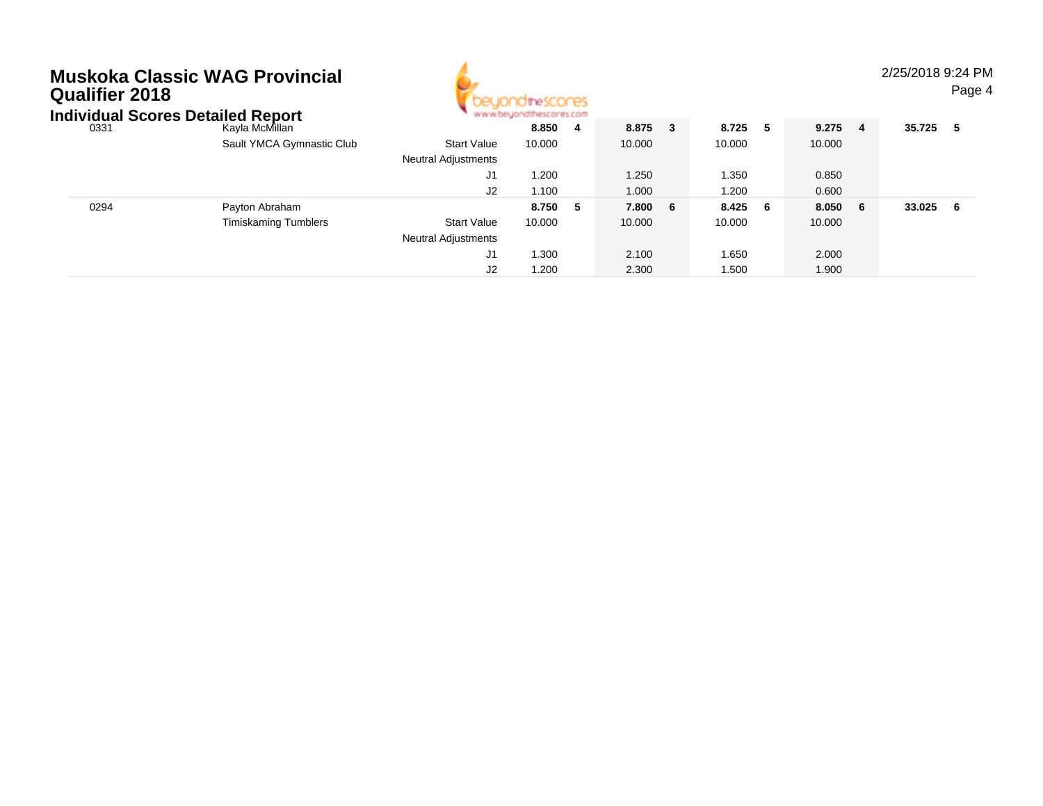# Muskoka Classic WAG Provincial Qualifier 2018

## Individual Scores Detailed Report

| | | | | | | | | | | | | |
|---|---|---|---|---|---|---|---|---|---|---|---|---|
| 0331 | Kayla McMillan | | **8.850** | **4** | **8.875** | **3** | **8.725** | **5** | **9.275** | **4** | **35.725** | **5** |
| | Sault YMCA Gymnastic Club | Start Value | 10.000 | | 10.000 | | 10.000 | | 10.000 | | | |
| | | Neutral Adjustments | | | | | | | | | | |
| | | J1 | 1.200 | | 1.250 | | 1.350 | | 0.850 | | | |
| | | J2 | 1.100 | | 1.000 | | 1.200 | | 0.600 | | | |
| 0294 | Payton Abraham | | **8.750** | **5** | **7.800** | **6** | **8.425** | **6** | **8.050** | **6** | **33.025** | **6** |
| | Timiskaming Tumblers | Start Value | 10.000 | | 10.000 | | 10.000 | | 10.000 | | | |
| | | Neutral Adjustments | | | | | | | | | | |
| | | J1 | 1.300 | | 2.100 | | 1.650 | | 2.000 | | | |
| | | J2 | 1.200 | | 2.300 | | 1.500 | | 1.900 | | | |